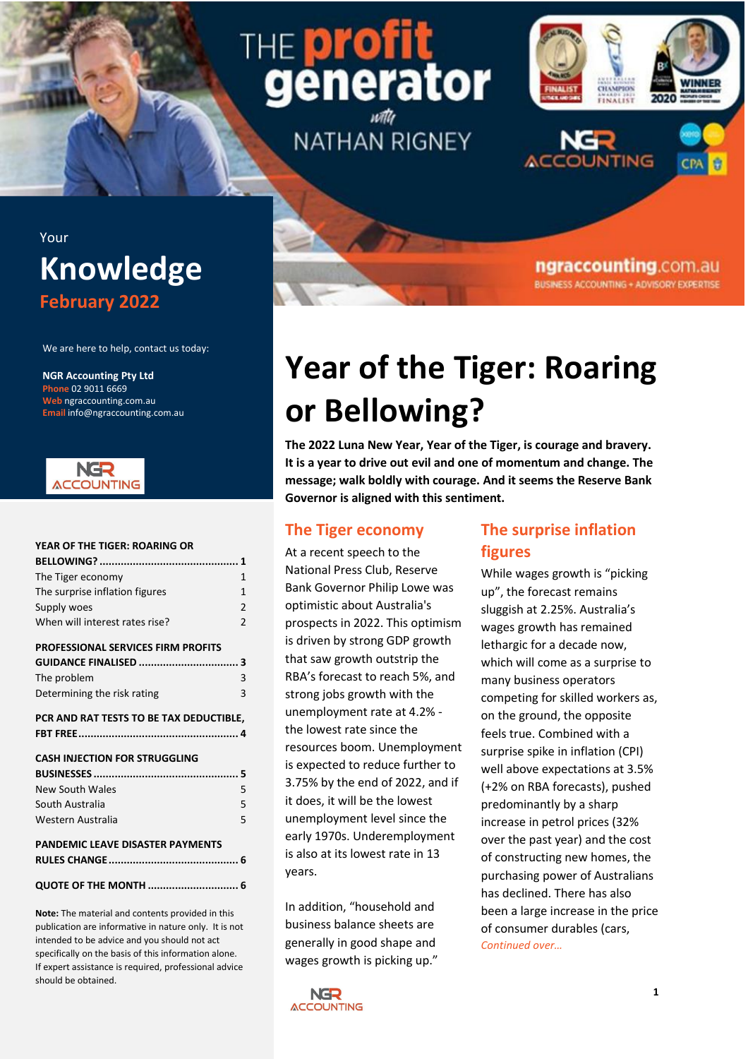# THE profit generator with NATHAN RIGNEY

NGR ACCOUNTING

ngraccounting.com.au
BUSINESS ACCOUNTING + ADVISORY EXPERTISE

Your
## Knowledge
**February 2022**

We are here to help, contact us today:

**NGR Accounting Pty Ltd**
**Phone** 02 9011 6669
**Web** ngraccounting.com.au
**Email** info@ngraccounting.com.au

| | |
|---|---|
| **YEAR OF THE TIGER: ROARING OR BELLOWING?** | **1** |
| The Tiger economy | 1 |
| The surprise inflation figures | 1 |
| Supply woes | 2 |
| When will interest rates rise? | 2 |
| **PROFESSIONAL SERVICES FIRM PROFITS GUIDANCE FINALISED** | **3** |
| The problem | 3 |
| Determining the risk rating | 3 |
| **PCR AND RAT TESTS TO BE TAX DEDUCTIBLE, FBT FREE** | **4** |
| **CASH INJECTION FOR STRUGGLING BUSINESSES** | **5** |
| New South Wales | 5 |
| South Australia | 5 |
| Western Australia | 5 |
| **PANDEMIC LEAVE DISASTER PAYMENTS RULES CHANGE** | **6** |
| **QUOTE OF THE MONTH** | **6** |

**Note:** The material and contents provided in this publication are informative in nature only. It is not intended to be advice and you should not act specifically on the basis of this information alone. If expert assistance is required, professional advice should be obtained.

# Year of the Tiger: Roaring or Bellowing?

**The 2022 Luna New Year, Year of the Tiger, is courage and bravery. It is a year to drive out evil and one of momentum and change. The message; walk boldly with courage. And it seems the Reserve Bank Governor is aligned with this sentiment.**

## The Tiger economy

At a recent speech to the National Press Club, Reserve Bank Governor Philip Lowe was optimistic about Australia's prospects in 2022. This optimism is driven by strong GDP growth that saw growth outstrip the RBA's forecast to reach 5%, and strong jobs growth with the unemployment rate at 4.2% - the lowest rate since the resources boom. Unemployment is expected to reduce further to 3.75% by the end of 2022, and if it does, it will be the lowest unemployment level since the early 1970s. Underemployment is also at its lowest rate in 13 years.

In addition, "household and business balance sheets are generally in good shape and wages growth is picking up."

## The surprise inflation figures

While wages growth is "picking up", the forecast remains sluggish at 2.25%. Australia's wages growth has remained lethargic for a decade now, which will come as a surprise to many business operators competing for skilled workers as, on the ground, the opposite feels true. Combined with a surprise spike in inflation (CPI) well above expectations at 3.5% (+2% on RBA forecasts), pushed predominantly by a sharp increase in petrol prices (32% over the past year) and the cost of constructing new homes, the purchasing power of Australians has declined. There has also been a large increase in the price of consumer durables (cars,

*Continued over…*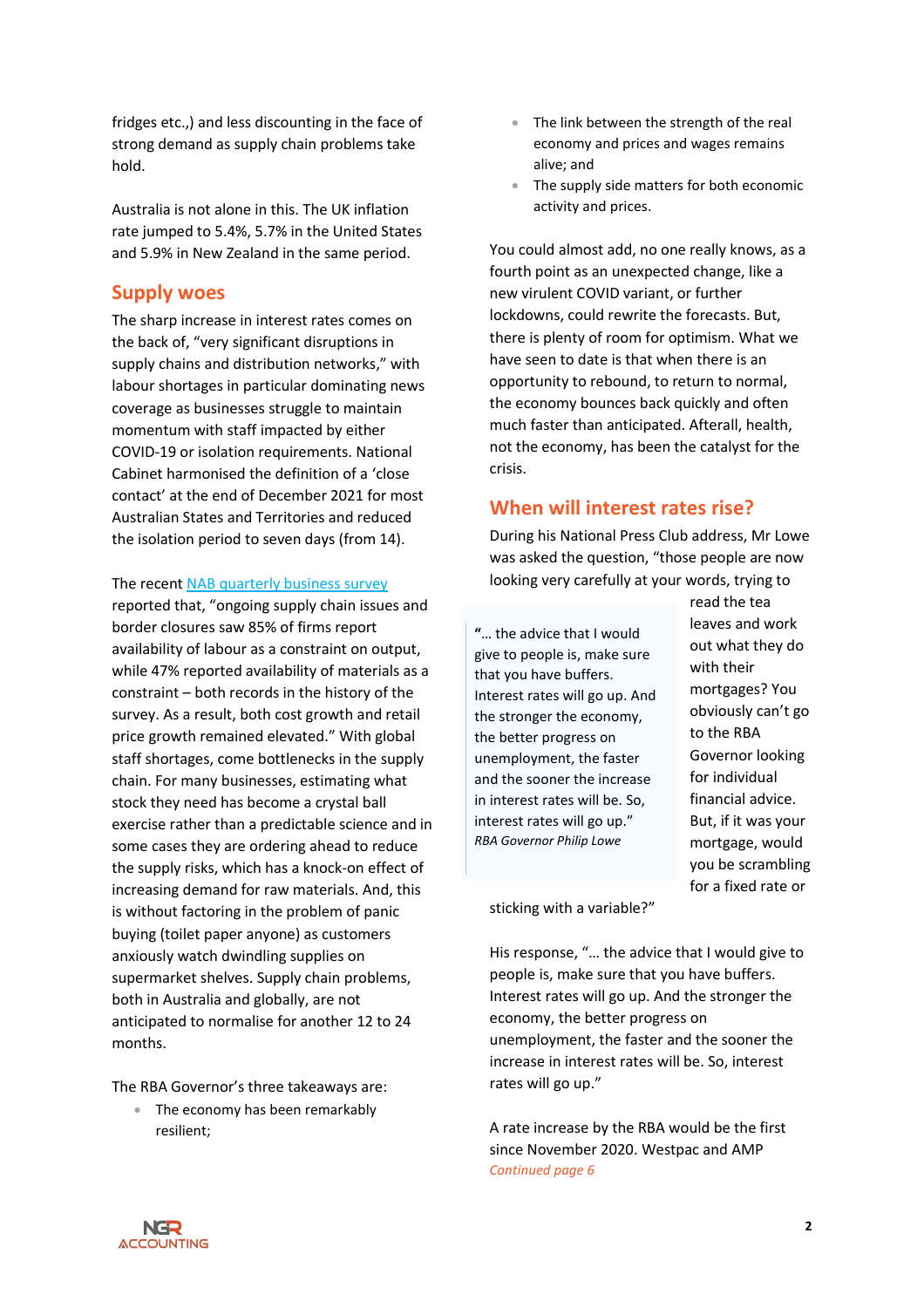fridges etc.,) and less discounting in the face of strong demand as supply chain problems take hold.

Australia is not alone in this. The UK inflation rate jumped to 5.4%, 5.7% in the United States and 5.9% in New Zealand in the same period.

## Supply woes

The sharp increase in interest rates comes on the back of, "very significant disruptions in supply chains and distribution networks," with labour shortages in particular dominating news coverage as businesses struggle to maintain momentum with staff impacted by either COVID-19 or isolation requirements. National Cabinet harmonised the definition of a 'close contact' at the end of December 2021 for most Australian States and Territories and reduced the isolation period to seven days (from 14).

The recent NAB quarterly business survey reported that, "ongoing supply chain issues and border closures saw 85% of firms report availability of labour as a constraint on output, while 47% reported availability of materials as a constraint – both records in the history of the survey. As a result, both cost growth and retail price growth remained elevated." With global staff shortages, come bottlenecks in the supply chain. For many businesses, estimating what stock they need has become a crystal ball exercise rather than a predictable science and in some cases they are ordering ahead to reduce the supply risks, which has a knock-on effect of increasing demand for raw materials. And, this is without factoring in the problem of panic buying (toilet paper anyone) as customers anxiously watch dwindling supplies on supermarket shelves. Supply chain problems, both in Australia and globally, are not anticipated to normalise for another 12 to 24 months.

The RBA Governor's three takeaways are:

- The economy has been remarkably resilient;
- The link between the strength of the real economy and prices and wages remains alive; and
- The supply side matters for both economic activity and prices.

You could almost add, no one really knows, as a fourth point as an unexpected change, like a new virulent COVID variant, or further lockdowns, could rewrite the forecasts. But, there is plenty of room for optimism. What we have seen to date is that when there is an opportunity to rebound, to return to normal, the economy bounces back quickly and often much faster than anticipated. Afterall, health, not the economy, has been the catalyst for the crisis.

## When will interest rates rise?

During his National Press Club address, Mr Lowe was asked the question, "those people are now looking very carefully at your words, trying to read the tea leaves and work out what they do with their mortgages? You obviously can't go to the RBA Governor looking for individual financial advice. But, if it was your mortgage, would you be scrambling for a fixed rate or sticking with a variable?"

> **"**… the advice that I would give to people is, make sure that you have buffers. Interest rates will go up. And the stronger the economy, the better progress on unemployment, the faster and the sooner the increase in interest rates will be. So, interest rates will go up."
>
> *RBA Governor Philip Lowe*

His response, "… the advice that I would give to people is, make sure that you have buffers. Interest rates will go up. And the stronger the economy, the better progress on unemployment, the faster and the sooner the increase in interest rates will be. So, interest rates will go up."

A rate increase by the RBA would be the first since November 2020. Westpac and AMP

*Continued page 6*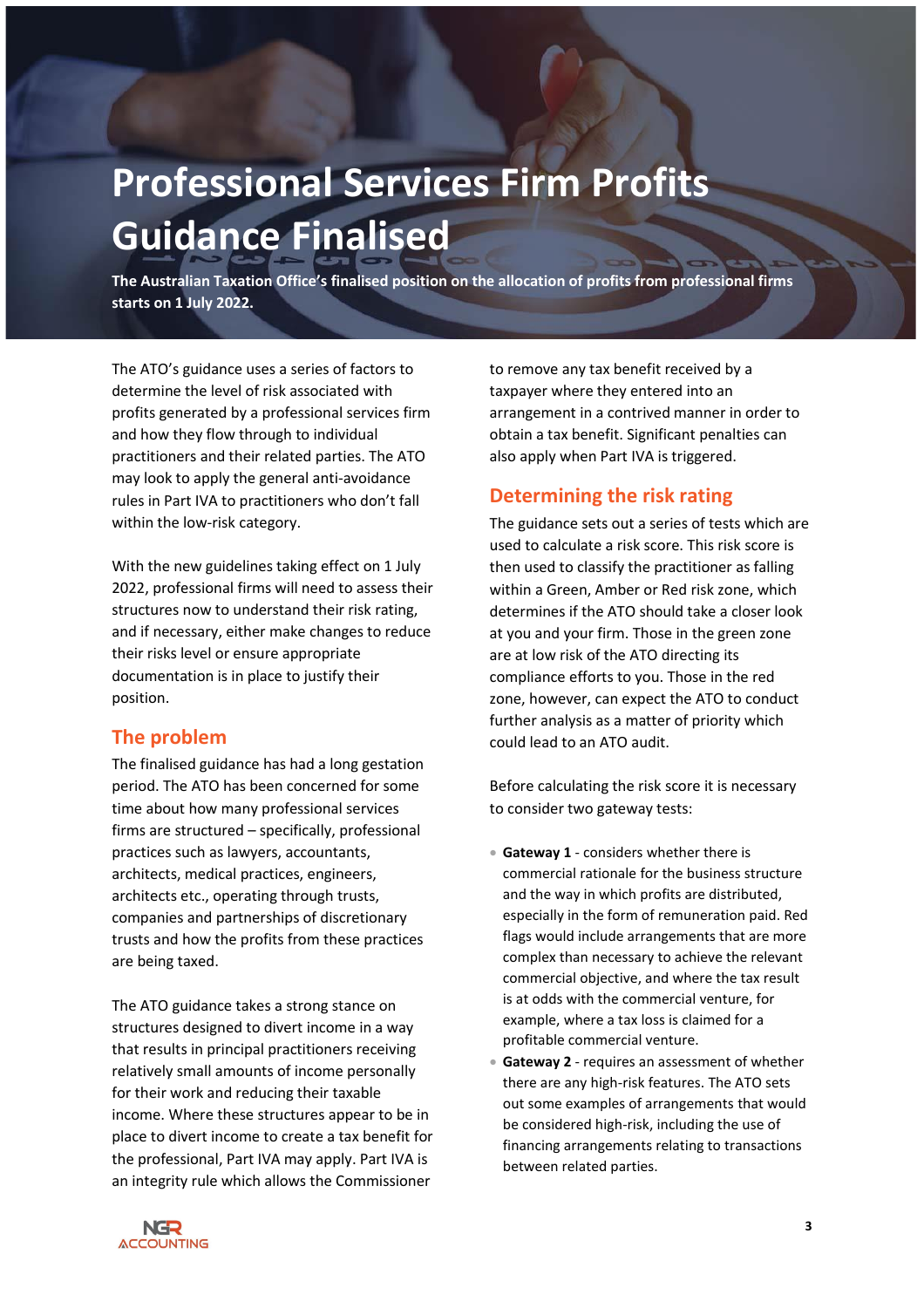# Professional Services Firm Profits Guidance Finalised

**The Australian Taxation Office's finalised position on the allocation of profits from professional firms starts on 1 July 2022.**

The ATO's guidance uses a series of factors to determine the level of risk associated with profits generated by a professional services firm and how they flow through to individual practitioners and their related parties. The ATO may look to apply the general anti-avoidance rules in Part IVA to practitioners who don't fall within the low-risk category.

With the new guidelines taking effect on 1 July 2022, professional firms will need to assess their structures now to understand their risk rating, and if necessary, either make changes to reduce their risks level or ensure appropriate documentation is in place to justify their position.

## The problem

The finalised guidance has had a long gestation period. The ATO has been concerned for some time about how many professional services firms are structured – specifically, professional practices such as lawyers, accountants, architects, medical practices, engineers, architects etc., operating through trusts, companies and partnerships of discretionary trusts and how the profits from these practices are being taxed.

The ATO guidance takes a strong stance on structures designed to divert income in a way that results in principal practitioners receiving relatively small amounts of income personally for their work and reducing their taxable income. Where these structures appear to be in place to divert income to create a tax benefit for the professional, Part IVA may apply. Part IVA is an integrity rule which allows the Commissioner to remove any tax benefit received by a taxpayer where they entered into an arrangement in a contrived manner in order to obtain a tax benefit. Significant penalties can also apply when Part IVA is triggered.

## Determining the risk rating

The guidance sets out a series of tests which are used to calculate a risk score. This risk score is then used to classify the practitioner as falling within a Green, Amber or Red risk zone, which determines if the ATO should take a closer look at you and your firm. Those in the green zone are at low risk of the ATO directing its compliance efforts to you. Those in the red zone, however, can expect the ATO to conduct further analysis as a matter of priority which could lead to an ATO audit.

Before calculating the risk score it is necessary to consider two gateway tests:

- **Gateway 1** - considers whether there is commercial rationale for the business structure and the way in which profits are distributed, especially in the form of remuneration paid. Red flags would include arrangements that are more complex than necessary to achieve the relevant commercial objective, and where the tax result is at odds with the commercial venture, for example, where a tax loss is claimed for a profitable commercial venture.
- **Gateway 2** - requires an assessment of whether there are any high-risk features. The ATO sets out some examples of arrangements that would be considered high-risk, including the use of financing arrangements relating to transactions between related parties.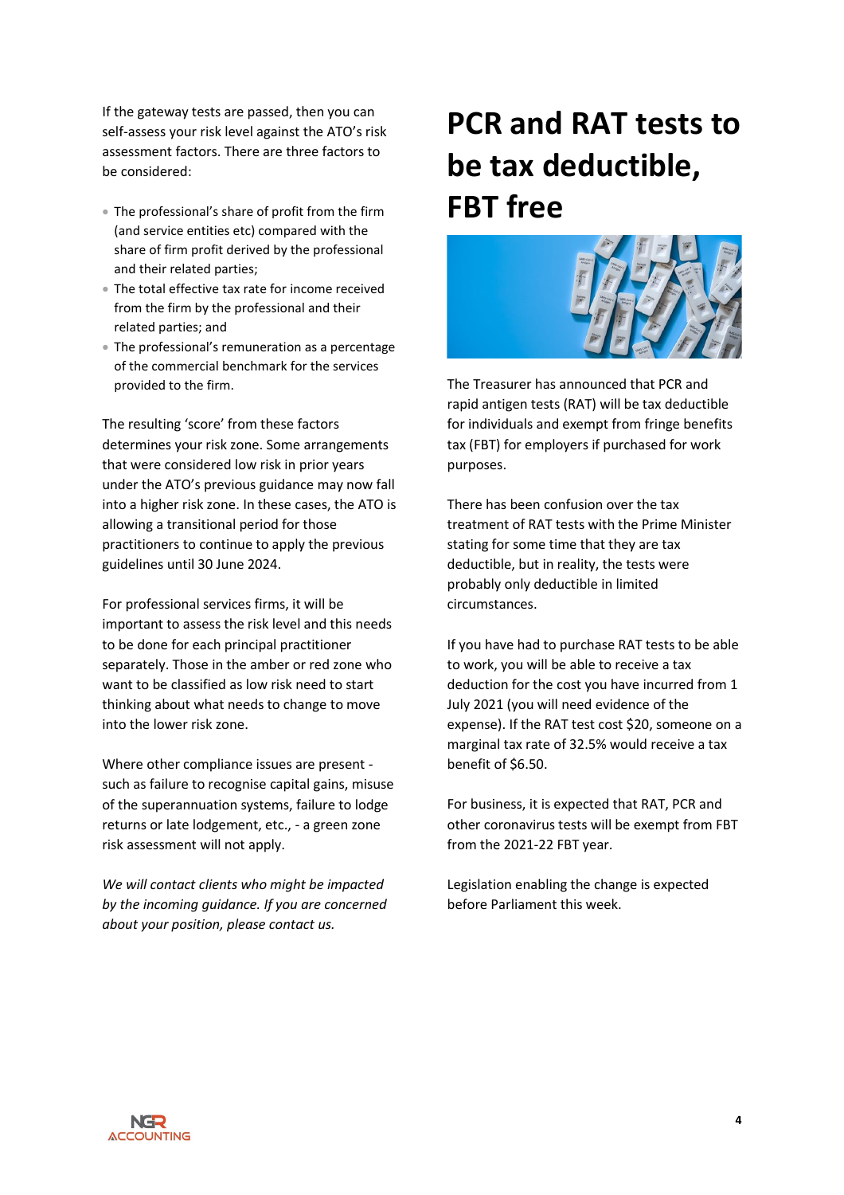If the gateway tests are passed, then you can self-assess your risk level against the ATO's risk assessment factors. There are three factors to be considered:

- The professional's share of profit from the firm (and service entities etc) compared with the share of firm profit derived by the professional and their related parties;
- The total effective tax rate for income received from the firm by the professional and their related parties; and
- The professional's remuneration as a percentage of the commercial benchmark for the services provided to the firm.

The resulting 'score' from these factors determines your risk zone. Some arrangements that were considered low risk in prior years under the ATO's previous guidance may now fall into a higher risk zone. In these cases, the ATO is allowing a transitional period for those practitioners to continue to apply the previous guidelines until 30 June 2024.

For professional services firms, it will be important to assess the risk level and this needs to be done for each principal practitioner separately. Those in the amber or red zone who want to be classified as low risk need to start thinking about what needs to change to move into the lower risk zone.

Where other compliance issues are present - such as failure to recognise capital gains, misuse of the superannuation systems, failure to lodge returns or late lodgement, etc., - a green zone risk assessment will not apply.

*We will contact clients who might be impacted by the incoming guidance. If you are concerned about your position, please contact us.*

# PCR and RAT tests to be tax deductible, FBT free

The Treasurer has announced that PCR and rapid antigen tests (RAT) will be tax deductible for individuals and exempt from fringe benefits tax (FBT) for employers if purchased for work purposes.

There has been confusion over the tax treatment of RAT tests with the Prime Minister stating for some time that they are tax deductible, but in reality, the tests were probably only deductible in limited circumstances.

If you have had to purchase RAT tests to be able to work, you will be able to receive a tax deduction for the cost you have incurred from 1 July 2021 (you will need evidence of the expense). If the RAT test cost $20, someone on a marginal tax rate of 32.5% would receive a tax benefit of $6.50.

For business, it is expected that RAT, PCR and other coronavirus tests will be exempt from FBT from the 2021-22 FBT year.

Legislation enabling the change is expected before Parliament this week.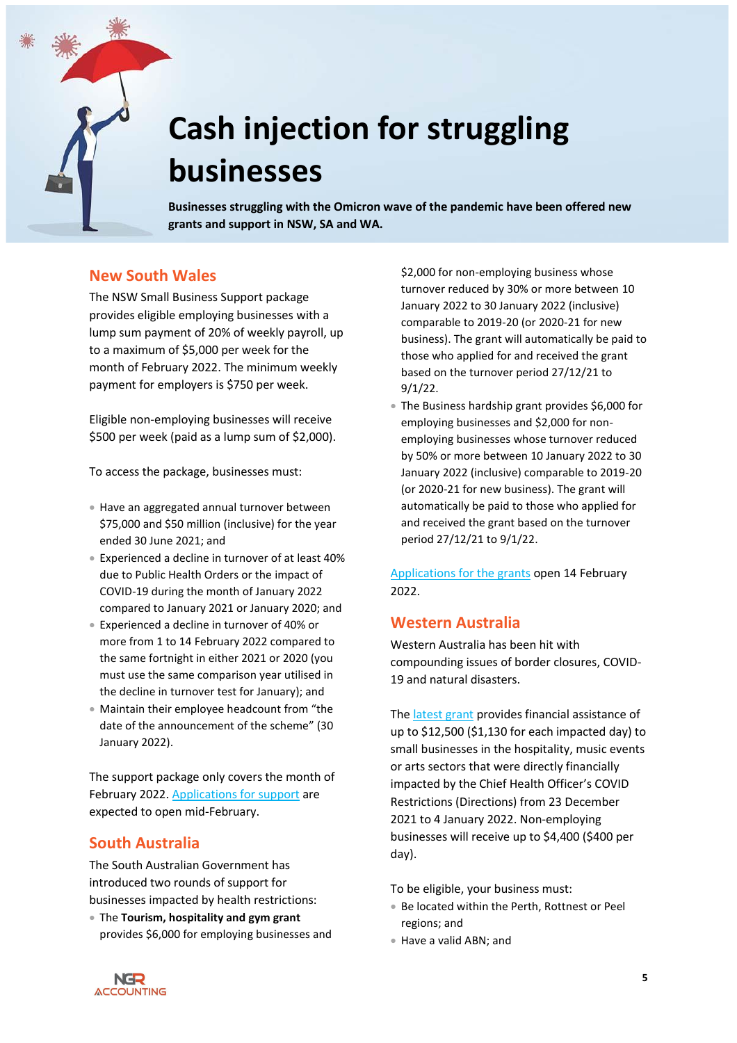# Cash injection for struggling businesses

**Businesses struggling with the Omicron wave of the pandemic have been offered new grants and support in NSW, SA and WA.**

## New South Wales

The NSW Small Business Support package provides eligible employing businesses with a lump sum payment of 20% of weekly payroll, up to a maximum of $5,000 per week for the month of February 2022. The minimum weekly payment for employers is $750 per week.

Eligible non-employing businesses will receive $500 per week (paid as a lump sum of $2,000).

To access the package, businesses must:

- Have an aggregated annual turnover between $75,000 and $50 million (inclusive) for the year ended 30 June 2021; and
- Experienced a decline in turnover of at least 40% due to Public Health Orders or the impact of COVID-19 during the month of January 2022 compared to January 2021 or January 2020; and
- Experienced a decline in turnover of 40% or more from 1 to 14 February 2022 compared to the same fortnight in either 2021 or 2020 (you must use the same comparison year utilised in the decline in turnover test for January); and
- Maintain their employee headcount from "the date of the announcement of the scheme" (30 January 2022).

The support package only covers the month of February 2022. Applications for support are expected to open mid-February.

## South Australia

The South Australian Government has introduced two rounds of support for businesses impacted by health restrictions:

- The **Tourism, hospitality and gym grant** provides $6,000 for employing businesses and $2,000 for non-employing business whose turnover reduced by 30% or more between 10 January 2022 to 30 January 2022 (inclusive) comparable to 2019-20 (or 2020-21 for new business). The grant will automatically be paid to those who applied for and received the grant based on the turnover period 27/12/21 to 9/1/22.
- The Business hardship grant provides $6,000 for employing businesses and $2,000 for non-employing businesses whose turnover reduced by 50% or more between 10 January 2022 to 30 January 2022 (inclusive) comparable to 2019-20 (or 2020-21 for new business). The grant will automatically be paid to those who applied for and received the grant based on the turnover period 27/12/21 to 9/1/22.

Applications for the grants open 14 February 2022.

## Western Australia

Western Australia has been hit with compounding issues of border closures, COVID-19 and natural disasters.

The latest grant provides financial assistance of up to $12,500 ($1,130 for each impacted day) to small businesses in the hospitality, music events or arts sectors that were directly financially impacted by the Chief Health Officer's COVID Restrictions (Directions) from 23 December 2021 to 4 January 2022. Non-employing businesses will receive up to $4,400 ($400 per day).

To be eligible, your business must:

- Be located within the Perth, Rottnest or Peel regions; and
- Have a valid ABN; and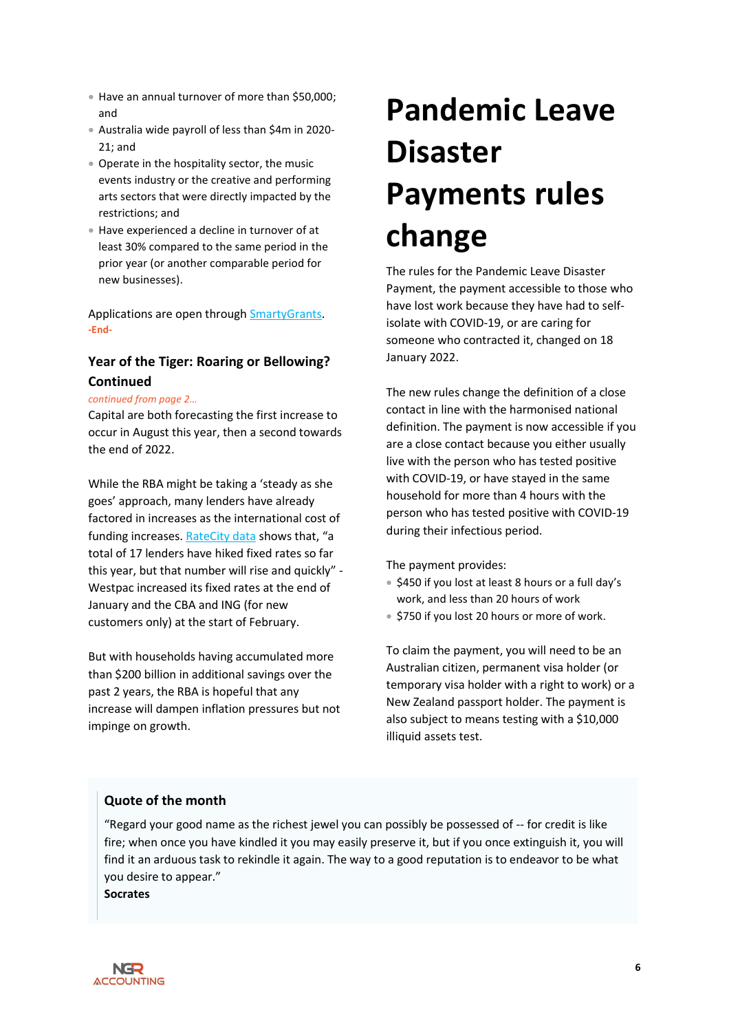- Have an annual turnover of more than $50,000; and
- Australia wide payroll of less than $4m in 2020-21; and
- Operate in the hospitality sector, the music events industry or the creative and performing arts sectors that were directly impacted by the restrictions; and
- Have experienced a decline in turnover of at least 30% compared to the same period in the prior year (or another comparable period for new businesses).

Applications are open through SmartyGrants.

-End-

### Year of the Tiger: Roaring or Bellowing? Continued

*continued from page 2…*

Capital are both forecasting the first increase to occur in August this year, then a second towards the end of 2022.

While the RBA might be taking a 'steady as she goes' approach, many lenders have already factored in increases as the international cost of funding increases. RateCity data shows that, "a total of 17 lenders have hiked fixed rates so far this year, but that number will rise and quickly" - Westpac increased its fixed rates at the end of January and the CBA and ING (for new customers only) at the start of February.

But with households having accumulated more than $200 billion in additional savings over the past 2 years, the RBA is hopeful that any increase will dampen inflation pressures but not impinge on growth.

# Pandemic Leave Disaster Payments rules change

The rules for the Pandemic Leave Disaster Payment, the payment accessible to those who have lost work because they have had to self-isolate with COVID-19, or are caring for someone who contracted it, changed on 18 January 2022.

The new rules change the definition of a close contact in line with the harmonised national definition. The payment is now accessible if you are a close contact because you either usually live with the person who has tested positive with COVID-19, or have stayed in the same household for more than 4 hours with the person who has tested positive with COVID-19 during their infectious period.

The payment provides:

- $450 if you lost at least 8 hours or a full day's work, and less than 20 hours of work
- $750 if you lost 20 hours or more of work.

To claim the payment, you will need to be an Australian citizen, permanent visa holder (or temporary visa holder with a right to work) or a New Zealand passport holder. The payment is also subject to means testing with a $10,000 illiquid assets test.

### Quote of the month

"Regard your good name as the richest jewel you can possibly be possessed of -- for credit is like fire; when once you have kindled it you may easily preserve it, but if you once extinguish it, you will find it an arduous task to rekindle it again. The way to a good reputation is to endeavor to be what you desire to appear."

**Socrates**